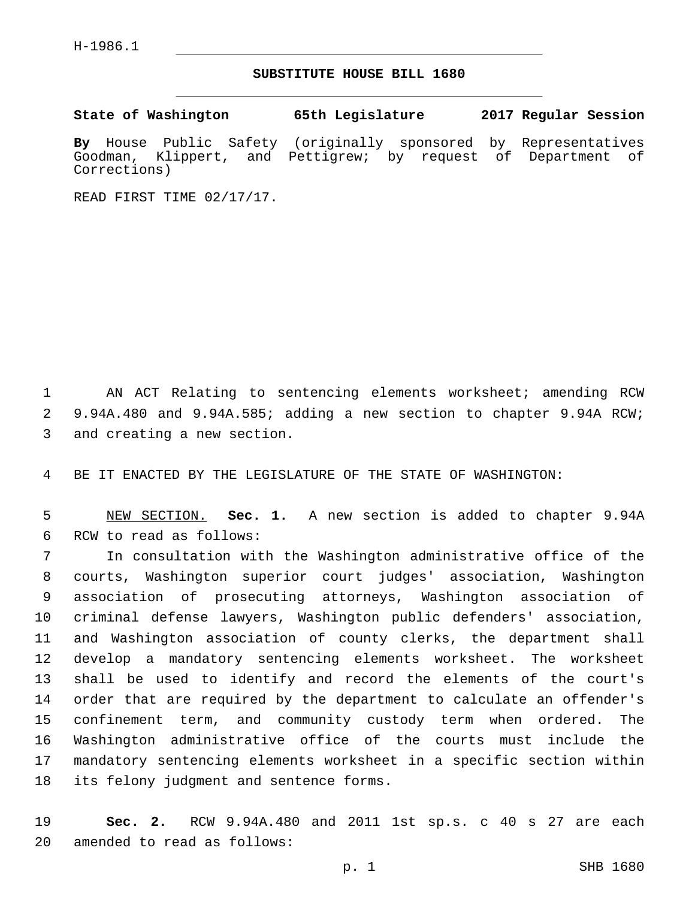H-1986.1

# SUBSTITUTE HOUSE BILL 1680

**State of Washington 65th Legislature 2017 Regular Session**

**By** House Public Safety (originally sponsored by Representatives Goodman, Klippert, and Pettigrew; by request of Department of Corrections)

READ FIRST TIME 02/17/17.

AN ACT Relating to sentencing elements worksheet; amending RCW 9.94A.480 and 9.94A.585; adding a new section to chapter 9.94A RCW; and creating a new section.

BE IT ENACTED BY THE LEGISLATURE OF THE STATE OF WASHINGTON:

NEW SECTION. **Sec. 1.** A new section is added to chapter 9.94A RCW to read as follows:

In consultation with the Washington administrative office of the courts, Washington superior court judges' association, Washington association of prosecuting attorneys, Washington association of criminal defense lawyers, Washington public defenders' association, and Washington association of county clerks, the department shall develop a mandatory sentencing elements worksheet. The worksheet shall be used to identify and record the elements of the court's order that are required by the department to calculate an offender's confinement term, and community custody term when ordered. The Washington administrative office of the courts must include the mandatory sentencing elements worksheet in a specific section within its felony judgment and sentence forms.

**Sec. 2.** RCW 9.94A.480 and 2011 1st sp.s. c 40 s 27 are each amended to read as follows: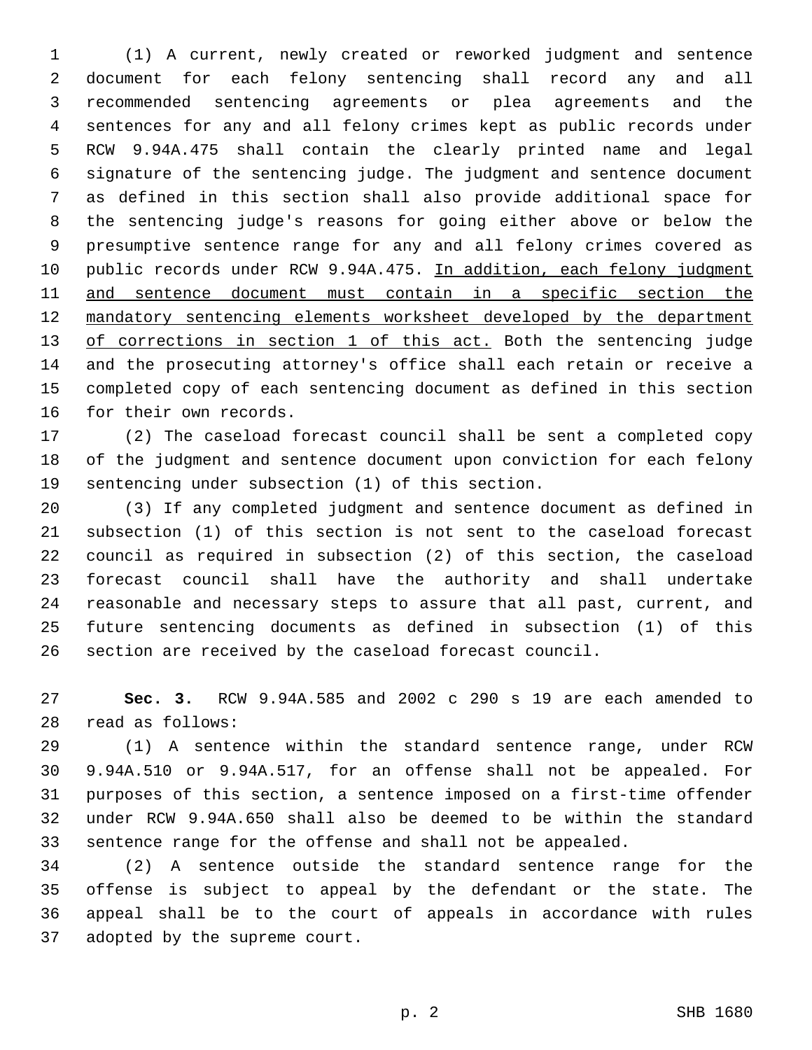(1) A current, newly created or reworked judgment and sentence document for each felony sentencing shall record any and all recommended sentencing agreements or plea agreements and the sentences for any and all felony crimes kept as public records under RCW 9.94A.475 shall contain the clearly printed name and legal signature of the sentencing judge. The judgment and sentence document as defined in this section shall also provide additional space for the sentencing judge's reasons for going either above or below the presumptive sentence range for any and all felony crimes covered as public records under RCW 9.94A.475. <u>In addition, each felony judgment and sentence document must contain in a specific section the mandatory sentencing elements worksheet developed by the department of corrections in section 1 of this act.</u> Both the sentencing judge and the prosecuting attorney's office shall each retain or receive a completed copy of each sentencing document as defined in this section for their own records.

(2) The caseload forecast council shall be sent a completed copy of the judgment and sentence document upon conviction for each felony sentencing under subsection (1) of this section.

(3) If any completed judgment and sentence document as defined in subsection (1) of this section is not sent to the caseload forecast council as required in subsection (2) of this section, the caseload forecast council shall have the authority and shall undertake reasonable and necessary steps to assure that all past, current, and future sentencing documents as defined in subsection (1) of this section are received by the caseload forecast council.

**Sec. 3.** RCW 9.94A.585 and 2002 c 290 s 19 are each amended to read as follows:

(1) A sentence within the standard sentence range, under RCW 9.94A.510 or 9.94A.517, for an offense shall not be appealed. For purposes of this section, a sentence imposed on a first-time offender under RCW 9.94A.650 shall also be deemed to be within the standard sentence range for the offense and shall not be appealed.

(2) A sentence outside the standard sentence range for the offense is subject to appeal by the defendant or the state. The appeal shall be to the court of appeals in accordance with rules adopted by the supreme court.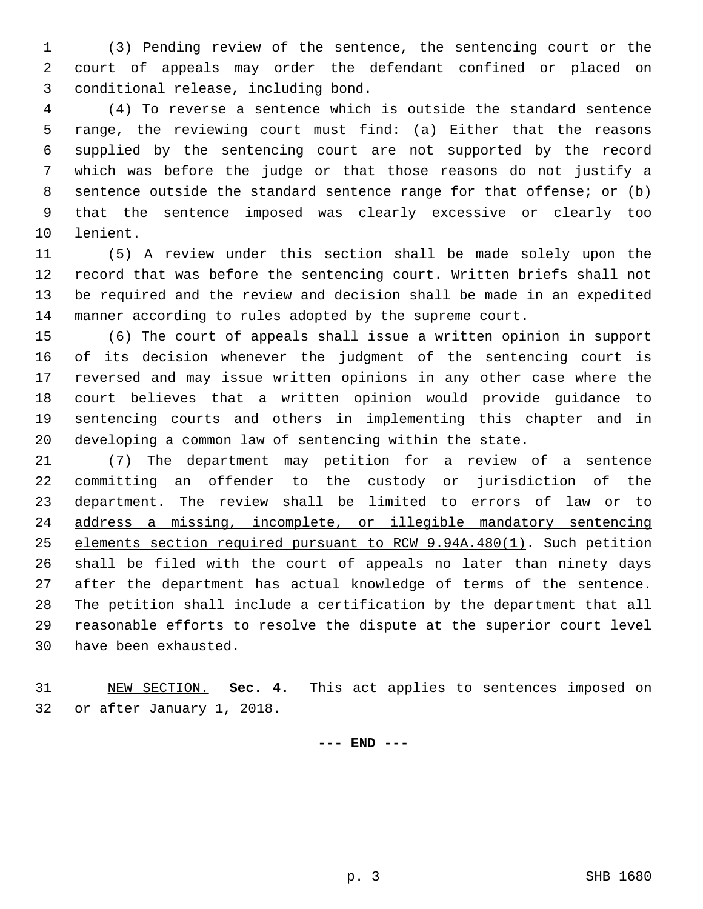(3) Pending review of the sentence, the sentencing court or the court of appeals may order the defendant confined or placed on conditional release, including bond.

(4) To reverse a sentence which is outside the standard sentence range, the reviewing court must find: (a) Either that the reasons supplied by the sentencing court are not supported by the record which was before the judge or that those reasons do not justify a sentence outside the standard sentence range for that offense; or (b) that the sentence imposed was clearly excessive or clearly too lenient.

(5) A review under this section shall be made solely upon the record that was before the sentencing court. Written briefs shall not be required and the review and decision shall be made in an expedited manner according to rules adopted by the supreme court.

(6) The court of appeals shall issue a written opinion in support of its decision whenever the judgment of the sentencing court is reversed and may issue written opinions in any other case where the court believes that a written opinion would provide guidance to sentencing courts and others in implementing this chapter and in developing a common law of sentencing within the state.

(7) The department may petition for a review of a sentence committing an offender to the custody or jurisdiction of the department. The review shall be limited to errors of law <u>or to address a missing, incomplete, or illegible mandatory sentencing elements section required pursuant to RCW 9.94A.480(1)</u>. Such petition shall be filed with the court of appeals no later than ninety days after the department has actual knowledge of terms of the sentence. The petition shall include a certification by the department that all reasonable efforts to resolve the dispute at the superior court level have been exhausted.

<u>NEW SECTION.</u> **Sec. 4.** This act applies to sentences imposed on or after January 1, 2018.

**--- END ---**